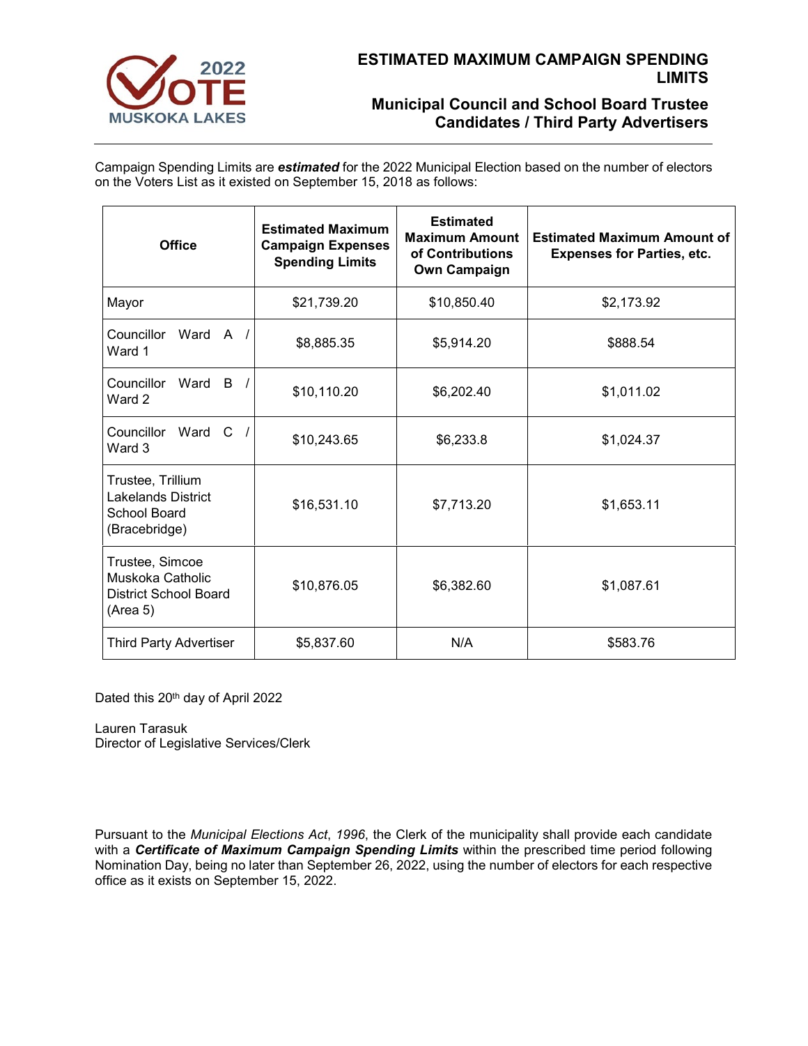# ESTIMATED MAXIMUM CAMPAIGN SPENDING LIMITS

## Municipal Council and School Board Trustee Candidates / Third Party Advertisers

Campaign Spending Limits are ***estimated*** for the 2022 Municipal Election based on the number of electors on the Voters List as it existed on September 15, 2018 as follows:

| Office | Estimated Maximum Campaign Expenses Spending Limits | Estimated Maximum Amount of Contributions Own Campaign | Estimated Maximum Amount of Expenses for Parties, etc. |
|---|---|---|---|
| Mayor | $21,739.20 | $10,850.40 | $2,173.92 |
| Councillor Ward A / Ward 1 | $8,885.35 | $5,914.20 | $888.54 |
| Councillor Ward B / Ward 2 | $10,110.20 | $6,202.40 | $1,011.02 |
| Councillor Ward C / Ward 3 | $10,243.65 | $6,233.8 | $1,024.37 |
| Trustee, Trillium Lakelands District School Board (Bracebridge) | $16,531.10 | $7,713.20 | $1,653.11 |
| Trustee, Simcoe Muskoka Catholic District School Board (Area 5) | $10,876.05 | $6,382.60 | $1,087.61 |
| Third Party Advertiser | $5,837.60 | N/A | $583.76 |

Dated this 20th day of April 2022

Lauren Tarasuk
Director of Legislative Services/Clerk

Pursuant to the *Municipal Elections Act*, *1996*, the Clerk of the municipality shall provide each candidate with a ***Certificate of Maximum Campaign Spending Limits*** within the prescribed time period following Nomination Day, being no later than September 26, 2022, using the number of electors for each respective office as it exists on September 15, 2022.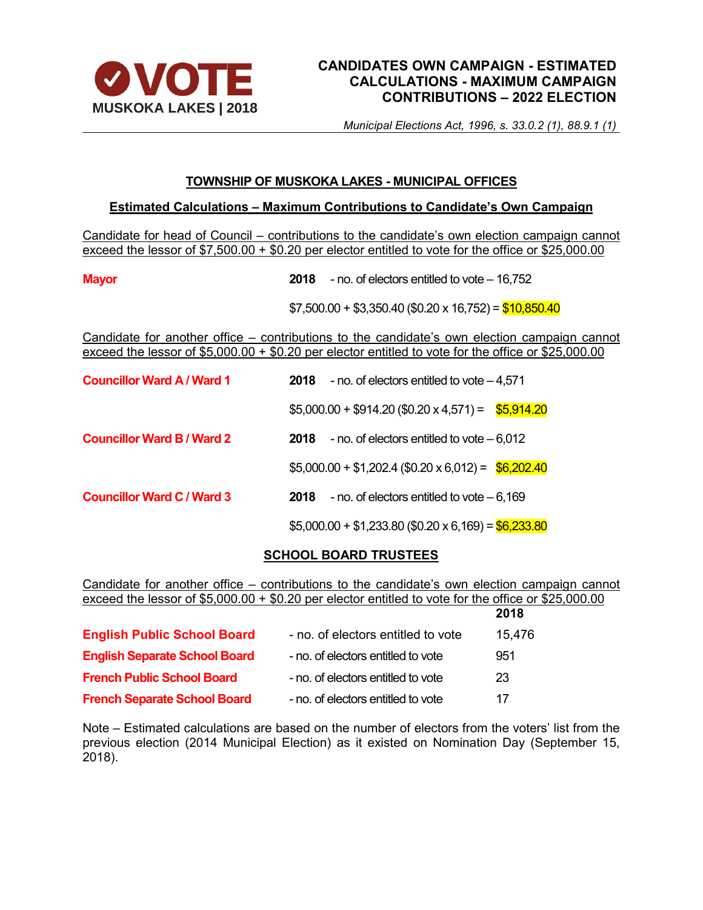# CANDIDATES OWN CAMPAIGN - ESTIMATED CALCULATIONS - MAXIMUM CAMPAIGN CONTRIBUTIONS – 2022 ELECTION

VOTE MUSKOKA LAKES | 2018

*Municipal Elections Act, 1996, s. 33.0.2 (1), 88.9.1 (1)*

## TOWNSHIP OF MUSKOKA LAKES - MUNICIPAL OFFICES

### Estimated Calculations – Maximum Contributions to Candidate's Own Campaign

Candidate for head of Council – contributions to the candidate's own election campaign cannot exceed the lessor of $7,500.00 + $0.20 per elector entitled to vote for the office or $25,000.00

**Mayor** — **2018** - no. of electors entitled to vote – 16,752

$7,500.00 + $3,350.40 ($0.20 x 16,752) = $10,850.40

Candidate for another office – contributions to the candidate's own election campaign cannot exceed the lessor of $5,000.00 + $0.20 per elector entitled to vote for the office or $25,000.00

**Councillor Ward A / Ward 1** — **2018** - no. of electors entitled to vote – 4,571

$5,000.00 + $914.20 ($0.20 x 4,571) = $5,914.20

**Councillor Ward B / Ward 2** — **2018** - no. of electors entitled to vote – 6,012

$5,000.00 + $1,202.4 ($0.20 x 6,012) = $6,202.40

**Councillor Ward C / Ward 3** — **2018** - no. of electors entitled to vote – 6,169

$5,000.00 + $1,233.80 ($0.20 x 6,169) = $6,233.80

## SCHOOL BOARD TRUSTEES

Candidate for another office – contributions to the candidate's own election campaign cannot exceed the lessor of $5,000.00 + $0.20 per elector entitled to vote for the office or $25,000.00

| | | **2018** |
|---|---|---|
| **English Public School Board** | - no. of electors entitled to vote | 15,476 |
| **English Separate School Board** | - no. of electors entitled to vote | 951 |
| **French Public School Board** | - no. of electors entitled to vote | 23 |
| **French Separate School Board** | - no. of electors entitled to vote | 17 |

Note – Estimated calculations are based on the number of electors from the voters' list from the previous election (2014 Municipal Election) as it existed on Nomination Day (September 15, 2018).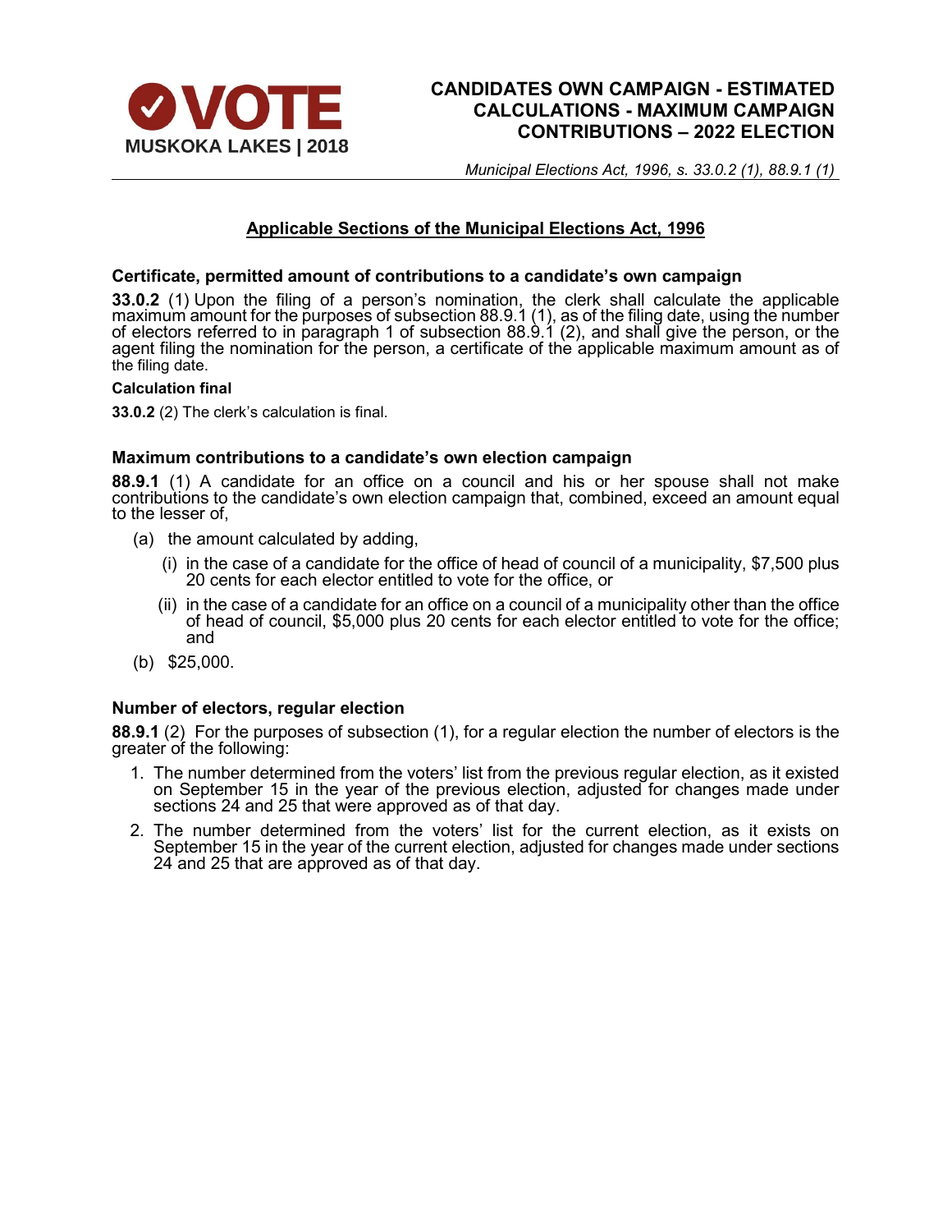**VOTE MUSKOKA LAKES | 2018**

# CANDIDATES OWN CAMPAIGN - ESTIMATED CALCULATIONS - MAXIMUM CAMPAIGN CONTRIBUTIONS – 2022 ELECTION

*Municipal Elections Act, 1996, s. 33.0.2 (1), 88.9.1 (1)*

## Applicable Sections of the Municipal Elections Act, 1996

### Certificate, permitted amount of contributions to a candidate's own campaign

**33.0.2** (1) Upon the filing of a person's nomination, the clerk shall calculate the applicable maximum amount for the purposes of subsection 88.9.1 (1), as of the filing date, using the number of electors referred to in paragraph 1 of subsection 88.9.1 (2), and shall give the person, or the agent filing the nomination for the person, a certificate of the applicable maximum amount as of the filing date.

#### Calculation final

**33.0.2** (2) The clerk's calculation is final.

### Maximum contributions to a candidate's own election campaign

**88.9.1** (1) A candidate for an office on a council and his or her spouse shall not make contributions to the candidate's own election campaign that, combined, exceed an amount equal to the lesser of,

- (a) the amount calculated by adding,
  - (i) in the case of a candidate for the office of head of council of a municipality, $7,500 plus 20 cents for each elector entitled to vote for the office, or
  - (ii) in the case of a candidate for an office on a council of a municipality other than the office of head of council, $5,000 plus 20 cents for each elector entitled to vote for the office; and
- (b) $25,000.

### Number of electors, regular election

**88.9.1** (2) For the purposes of subsection (1), for a regular election the number of electors is the greater of the following:

1. The number determined from the voters' list from the previous regular election, as it existed on September 15 in the year of the previous election, adjusted for changes made under sections 24 and 25 that were approved as of that day.
2. The number determined from the voters' list for the current election, as it exists on September 15 in the year of the current election, adjusted for changes made under sections 24 and 25 that are approved as of that day.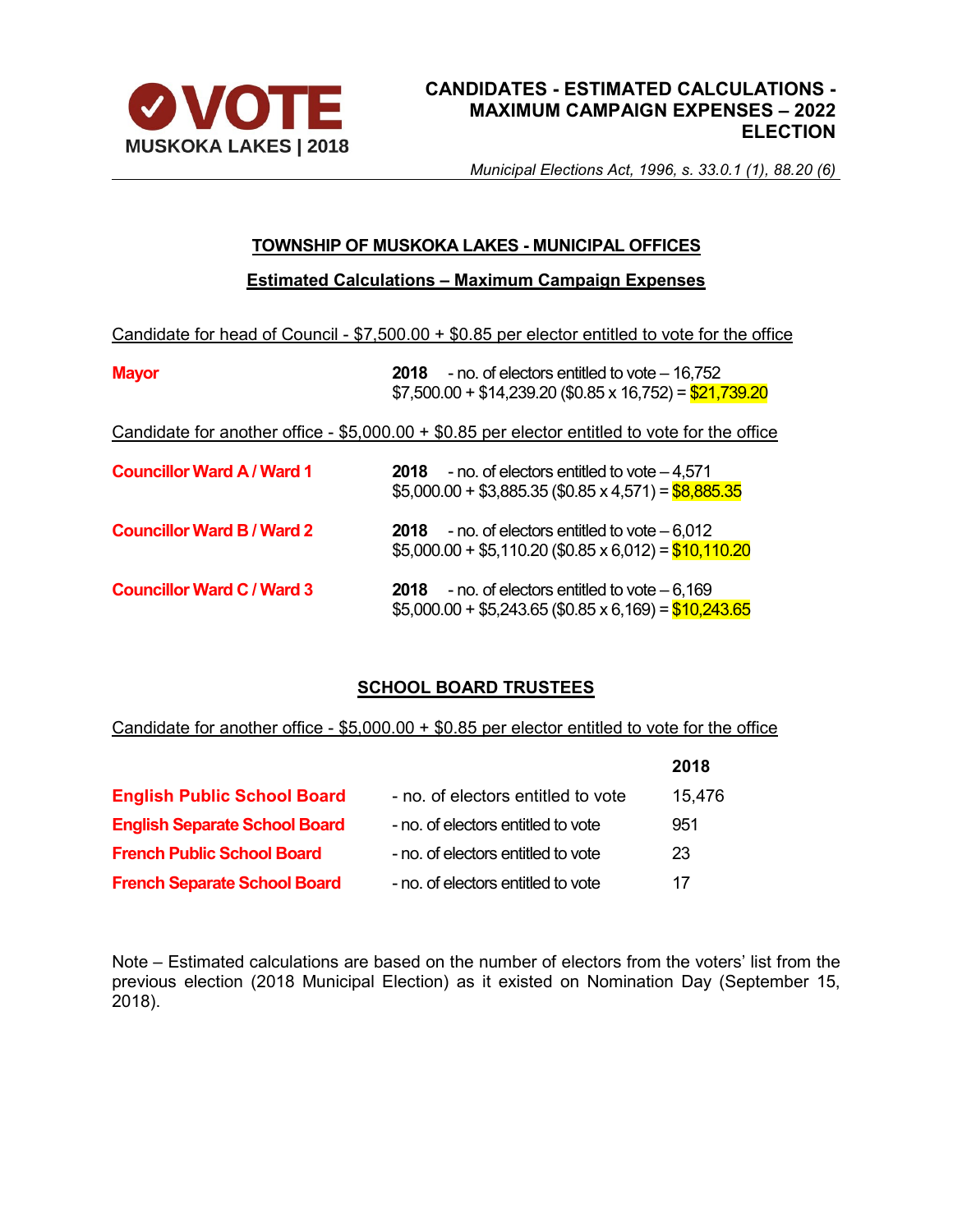**VOTE**
**MUSKOKA LAKES | 2018**

# CANDIDATES - ESTIMATED CALCULATIONS - MAXIMUM CAMPAIGN EXPENSES – 2022 ELECTION

*Municipal Elections Act, 1996, s. 33.0.1 (1), 88.20 (6)*

## TOWNSHIP OF MUSKOKA LAKES - MUNICIPAL OFFICES

### Estimated Calculations – Maximum Campaign Expenses

Candidate for head of Council - $7,500.00 + $0.85 per elector entitled to vote for the office

**Mayor**
**2018** - no. of electors entitled to vote – 16,752
$7,500.00 + $14,239.20 ($0.85 x 16,752) = **$21,739.20**

Candidate for another office - $5,000.00 + $0.85 per elector entitled to vote for the office

**Councillor Ward A / Ward 1**
**2018** - no. of electors entitled to vote – 4,571
$5,000.00 + $3,885.35 ($0.85 x 4,571) = **$8,885.35**

**Councillor Ward B / Ward 2**
**2018** - no. of electors entitled to vote – 6,012
$5,000.00 + $5,110.20 ($0.85 x 6,012) = **$10,110.20**

**Councillor Ward C / Ward 3**
**2018** - no. of electors entitled to vote – 6,169
$5,000.00 + $5,243.65 ($0.85 x 6,169) = **$10,243.65**

## SCHOOL BOARD TRUSTEES

Candidate for another office - $5,000.00 + $0.85 per elector entitled to vote for the office

| | | **2018** |
|---|---|---|
| **English Public School Board** | - no. of electors entitled to vote | 15,476 |
| **English Separate School Board** | - no. of electors entitled to vote | 951 |
| **French Public School Board** | - no. of electors entitled to vote | 23 |
| **French Separate School Board** | - no. of electors entitled to vote | 17 |

Note – Estimated calculations are based on the number of electors from the voters' list from the previous election (2018 Municipal Election) as it existed on Nomination Day (September 15, 2018).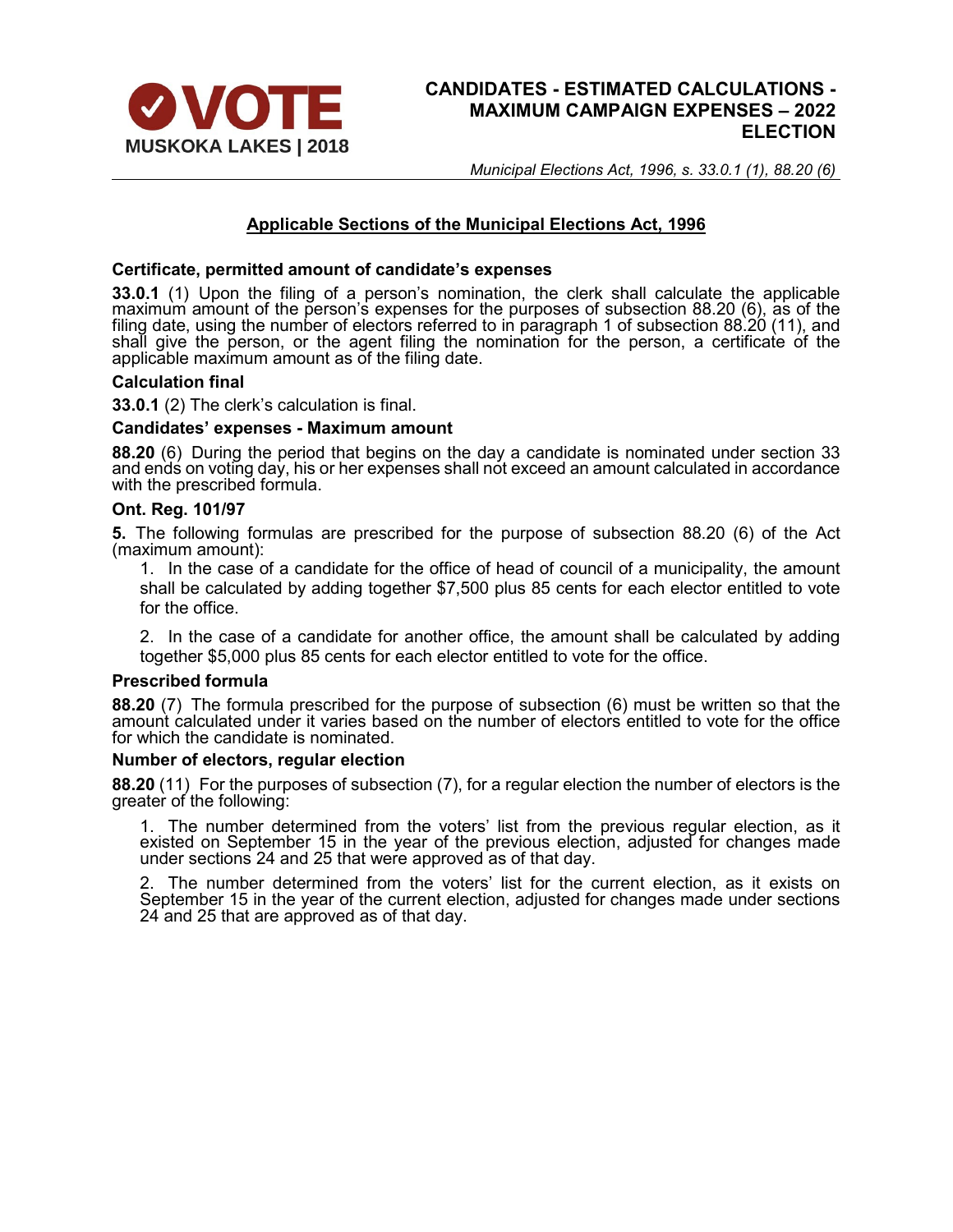# CANDIDATES - ESTIMATED CALCULATIONS - MAXIMUM CAMPAIGN EXPENSES – 2022 ELECTION

*Municipal Elections Act, 1996, s. 33.0.1 (1), 88.20 (6)*

## Applicable Sections of the Municipal Elections Act, 1996

### Certificate, permitted amount of candidate's expenses

**33.0.1** (1) Upon the filing of a person's nomination, the clerk shall calculate the applicable maximum amount of the person's expenses for the purposes of subsection 88.20 (6), as of the filing date, using the number of electors referred to in paragraph 1 of subsection 88.20 (11), and shall give the person, or the agent filing the nomination for the person, a certificate of the applicable maximum amount as of the filing date.

### Calculation final

**33.0.1** (2) The clerk's calculation is final.

### Candidates' expenses - Maximum amount

**88.20** (6) During the period that begins on the day a candidate is nominated under section 33 and ends on voting day, his or her expenses shall not exceed an amount calculated in accordance with the prescribed formula.

### Ont. Reg. 101/97

**5.** The following formulas are prescribed for the purpose of subsection 88.20 (6) of the Act (maximum amount):

1. In the case of a candidate for the office of head of council of a municipality, the amount shall be calculated by adding together $7,500 plus 85 cents for each elector entitled to vote for the office.
2. In the case of a candidate for another office, the amount shall be calculated by adding together $5,000 plus 85 cents for each elector entitled to vote for the office.

### Prescribed formula

**88.20** (7) The formula prescribed for the purpose of subsection (6) must be written so that the amount calculated under it varies based on the number of electors entitled to vote for the office for which the candidate is nominated.

### Number of electors, regular election

**88.20** (11) For the purposes of subsection (7), for a regular election the number of electors is the greater of the following:

1. The number determined from the voters' list from the previous regular election, as it existed on September 15 in the year of the previous election, adjusted for changes made under sections 24 and 25 that were approved as of that day.
2. The number determined from the voters' list for the current election, as it exists on September 15 in the year of the current election, adjusted for changes made under sections 24 and 25 that are approved as of that day.